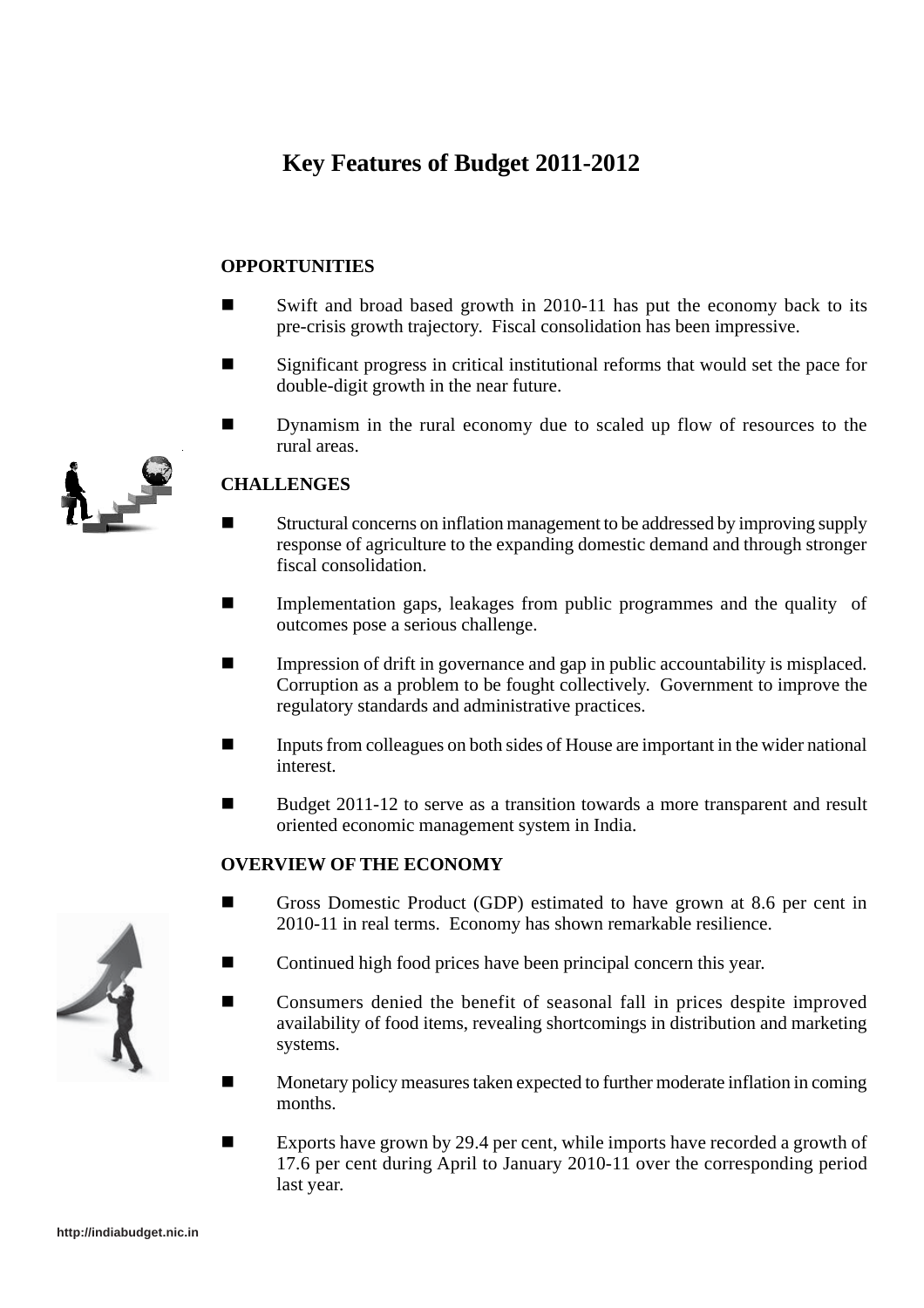# Key Features of Budget 2011-2012

## OPPORTUNITIES

- Swift and broad based growth in 2010-11 has put the economy back to its pre-crisis growth trajectory. Fiscal consolidation has been impressive.
- Significant progress in critical institutional reforms that would set the pace for double-digit growth in the near future.
- Dynamism in the rural economy due to scaled up flow of resources to the rural areas.

## CHALLENGES

- Structural concerns on inflation management to be addressed by improving supply response of agriculture to the expanding domestic demand and through stronger fiscal consolidation.
- Implementation gaps, leakages from public programmes and the quality of outcomes pose a serious challenge.
- Impression of drift in governance and gap in public accountability is misplaced. Corruption as a problem to be fought collectively. Government to improve the regulatory standards and administrative practices.
- Inputs from colleagues on both sides of House are important in the wider national interest.
- Budget 2011-12 to serve as a transition towards a more transparent and result oriented economic management system in India.

## OVERVIEW OF THE ECONOMY

- Gross Domestic Product (GDP) estimated to have grown at 8.6 per cent in 2010-11 in real terms. Economy has shown remarkable resilience.
- Continued high food prices have been principal concern this year.
- Consumers denied the benefit of seasonal fall in prices despite improved availability of food items, revealing shortcomings in distribution and marketing systems.
- Monetary policy measures taken expected to further moderate inflation in coming months.
- Exports have grown by 29.4 per cent, while imports have recorded a growth of 17.6 per cent during April to January 2010-11 over the corresponding period last year.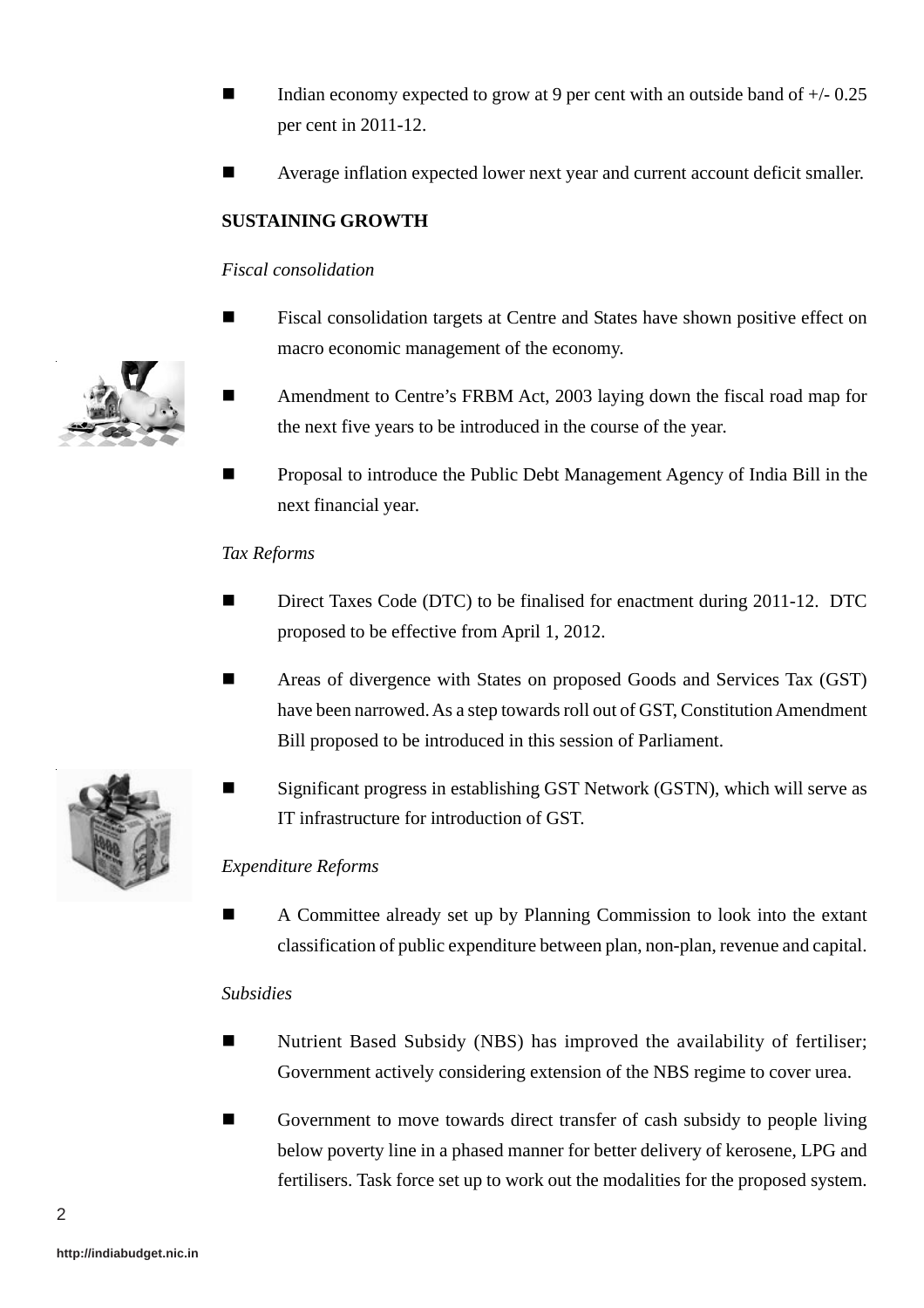- Indian economy expected to grow at 9 per cent with an outside band of +/- 0.25 per cent in 2011-12.
- Average inflation expected lower next year and current account deficit smaller.

**SUSTAINING GROWTH**

*Fiscal consolidation*

- Fiscal consolidation targets at Centre and States have shown positive effect on macro economic management of the economy.
- Amendment to Centre's FRBM Act, 2003 laying down the fiscal road map for the next five years to be introduced in the course of the year.
- Proposal to introduce the Public Debt Management Agency of India Bill in the next financial year.

*Tax Reforms*

- Direct Taxes Code (DTC) to be finalised for enactment during 2011-12. DTC proposed to be effective from April 1, 2012.
- Areas of divergence with States on proposed Goods and Services Tax (GST) have been narrowed. As a step towards roll out of GST, Constitution Amendment Bill proposed to be introduced in this session of Parliament.
- Significant progress in establishing GST Network (GSTN), which will serve as IT infrastructure for introduction of GST.

*Expenditure Reforms*

- A Committee already set up by Planning Commission to look into the extant classification of public expenditure between plan, non-plan, revenue and capital.

*Subsidies*

- Nutrient Based Subsidy (NBS) has improved the availability of fertiliser; Government actively considering extension of the NBS regime to cover urea.
- Government to move towards direct transfer of cash subsidy to people living below poverty line in a phased manner for better delivery of kerosene, LPG and fertilisers. Task force set up to work out the modalities for the proposed system.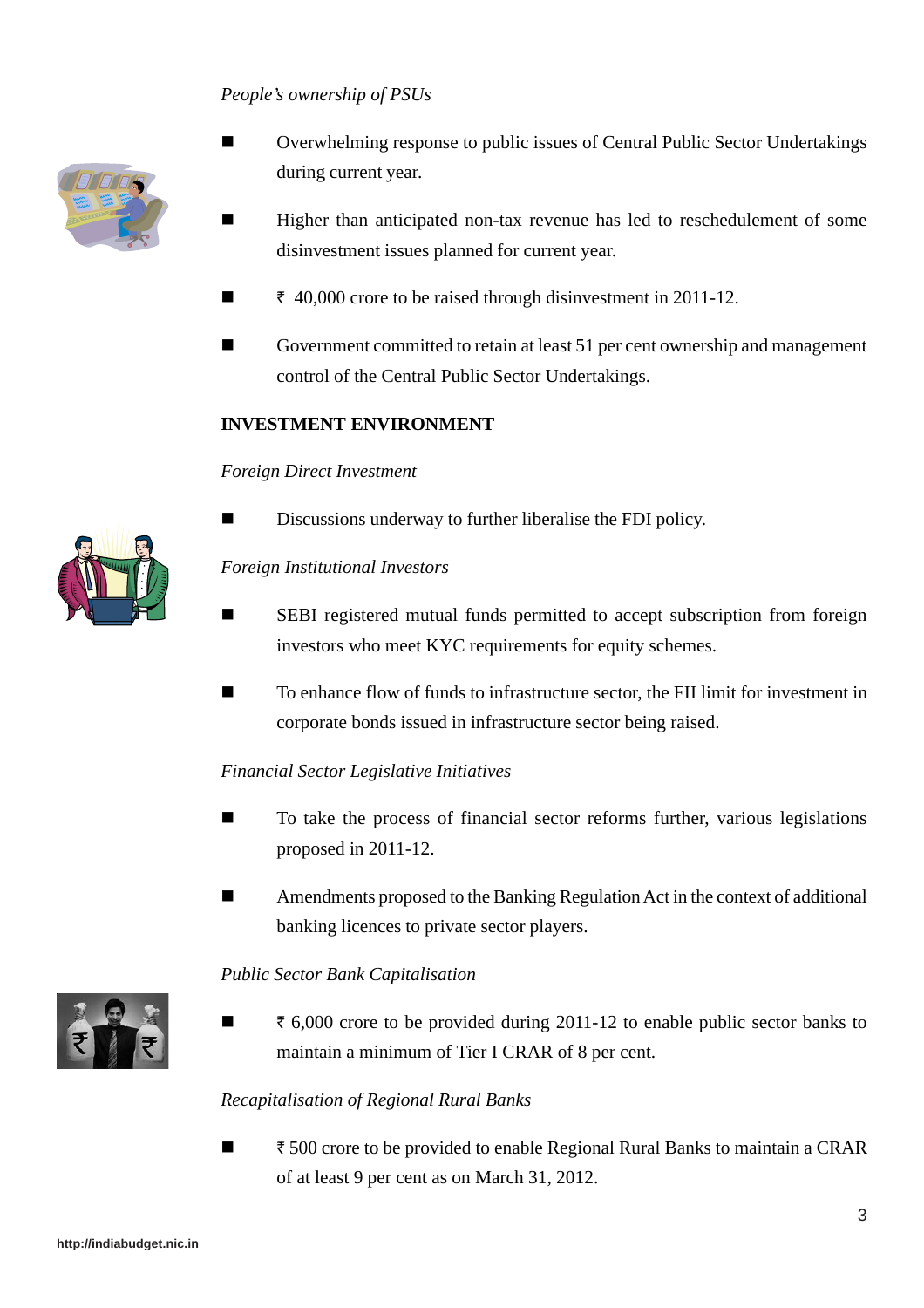*People's ownership of PSUs*

- Overwhelming response to public issues of Central Public Sector Undertakings during current year.
- Higher than anticipated non-tax revenue has led to reschedulement of some disinvestment issues planned for current year.
- ₹ 40,000 crore to be raised through disinvestment in 2011-12.
- Government committed to retain at least 51 per cent ownership and management control of the Central Public Sector Undertakings.

**INVESTMENT ENVIRONMENT**

*Foreign Direct Investment*

- Discussions underway to further liberalise the FDI policy.

*Foreign Institutional Investors*

- SEBI registered mutual funds permitted to accept subscription from foreign investors who meet KYC requirements for equity schemes.
- To enhance flow of funds to infrastructure sector, the FII limit for investment in corporate bonds issued in infrastructure sector being raised.

*Financial Sector Legislative Initiatives*

- To take the process of financial sector reforms further, various legislations proposed in 2011-12.
- Amendments proposed to the Banking Regulation Act in the context of additional banking licences to private sector players.

*Public Sector Bank Capitalisation*

- ₹ 6,000 crore to be provided during 2011-12 to enable public sector banks to maintain a minimum of Tier I CRAR of 8 per cent.

*Recapitalisation of Regional Rural Banks*

- ₹ 500 crore to be provided to enable Regional Rural Banks to maintain a CRAR of at least 9 per cent as on March 31, 2012.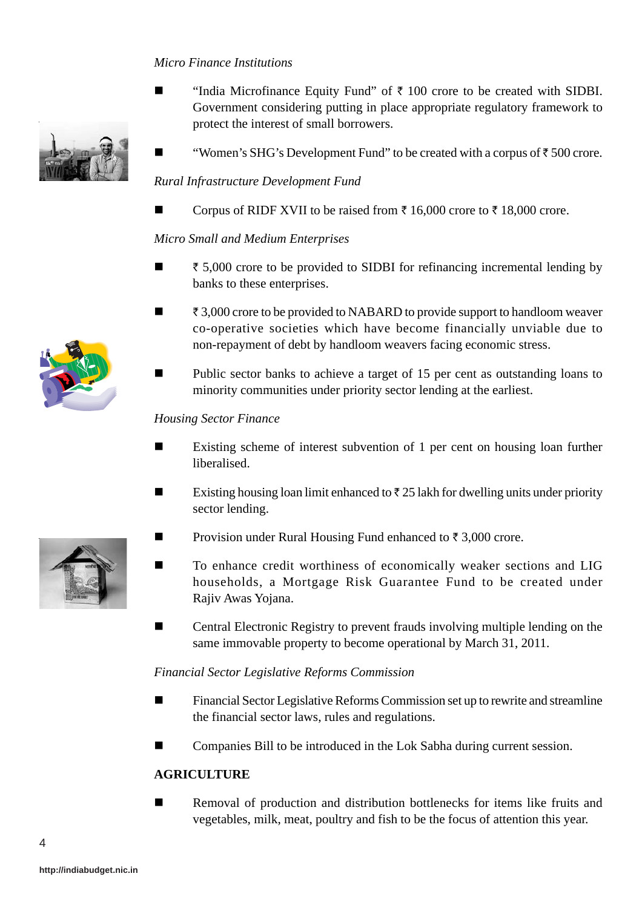*Micro Finance Institutions*

- "India Microfinance Equity Fund" of ₹ 100 crore to be created with SIDBI. Government considering putting in place appropriate regulatory framework to protect the interest of small borrowers.
- "Women's SHG's Development Fund" to be created with a corpus of ₹ 500 crore.

*Rural Infrastructure Development Fund*

- Corpus of RIDF XVII to be raised from ₹ 16,000 crore to ₹ 18,000 crore.

*Micro Small and Medium Enterprises*

- ₹ 5,000 crore to be provided to SIDBI for refinancing incremental lending by banks to these enterprises.
- ₹ 3,000 crore to be provided to NABARD to provide support to handloom weaver co-operative societies which have become financially unviable due to non-repayment of debt by handloom weavers facing economic stress.
- Public sector banks to achieve a target of 15 per cent as outstanding loans to minority communities under priority sector lending at the earliest.

*Housing Sector Finance*

- Existing scheme of interest subvention of 1 per cent on housing loan further liberalised.
- Existing housing loan limit enhanced to ₹ 25 lakh for dwelling units under priority sector lending.
- Provision under Rural Housing Fund enhanced to ₹ 3,000 crore.
- To enhance credit worthiness of economically weaker sections and LIG households, a Mortgage Risk Guarantee Fund to be created under Rajiv Awas Yojana.
- Central Electronic Registry to prevent frauds involving multiple lending on the same immovable property to become operational by March 31, 2011.

*Financial Sector Legislative Reforms Commission*

- Financial Sector Legislative Reforms Commission set up to rewrite and streamline the financial sector laws, rules and regulations.
- Companies Bill to be introduced in the Lok Sabha during current session.

**AGRICULTURE**

- Removal of production and distribution bottlenecks for items like fruits and vegetables, milk, meat, poultry and fish to be the focus of attention this year.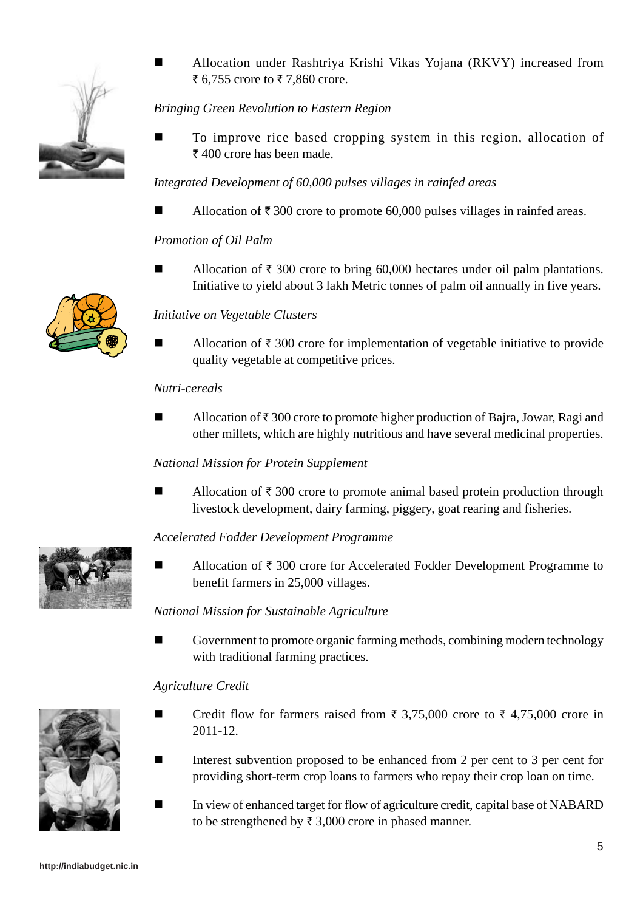- Allocation under Rashtriya Krishi Vikas Yojana (RKVY) increased from ₹ 6,755 crore to ₹ 7,860 crore.

*Bringing Green Revolution to Eastern Region*

- To improve rice based cropping system in this region, allocation of ₹ 400 crore has been made.

*Integrated Development of 60,000 pulses villages in rainfed areas*

- Allocation of ₹ 300 crore to promote 60,000 pulses villages in rainfed areas.

*Promotion of Oil Palm*

- Allocation of ₹ 300 crore to bring 60,000 hectares under oil palm plantations. Initiative to yield about 3 lakh Metric tonnes of palm oil annually in five years.

*Initiative on Vegetable Clusters*

- Allocation of ₹ 300 crore for implementation of vegetable initiative to provide quality vegetable at competitive prices.

*Nutri-cereals*

- Allocation of ₹ 300 crore to promote higher production of Bajra, Jowar, Ragi and other millets, which are highly nutritious and have several medicinal properties.

*National Mission for Protein Supplement*

- Allocation of ₹ 300 crore to promote animal based protein production through livestock development, dairy farming, piggery, goat rearing and fisheries.

*Accelerated Fodder Development Programme*

- Allocation of ₹ 300 crore for Accelerated Fodder Development Programme to benefit farmers in 25,000 villages.

*National Mission for Sustainable Agriculture*

- Government to promote organic farming methods, combining modern technology with traditional farming practices.

*Agriculture Credit*

- Credit flow for farmers raised from ₹ 3,75,000 crore to ₹ 4,75,000 crore in 2011-12.
- Interest subvention proposed to be enhanced from 2 per cent to 3 per cent for providing short-term crop loans to farmers who repay their crop loan on time.
- In view of enhanced target for flow of agriculture credit, capital base of NABARD to be strengthened by ₹ 3,000 crore in phased manner.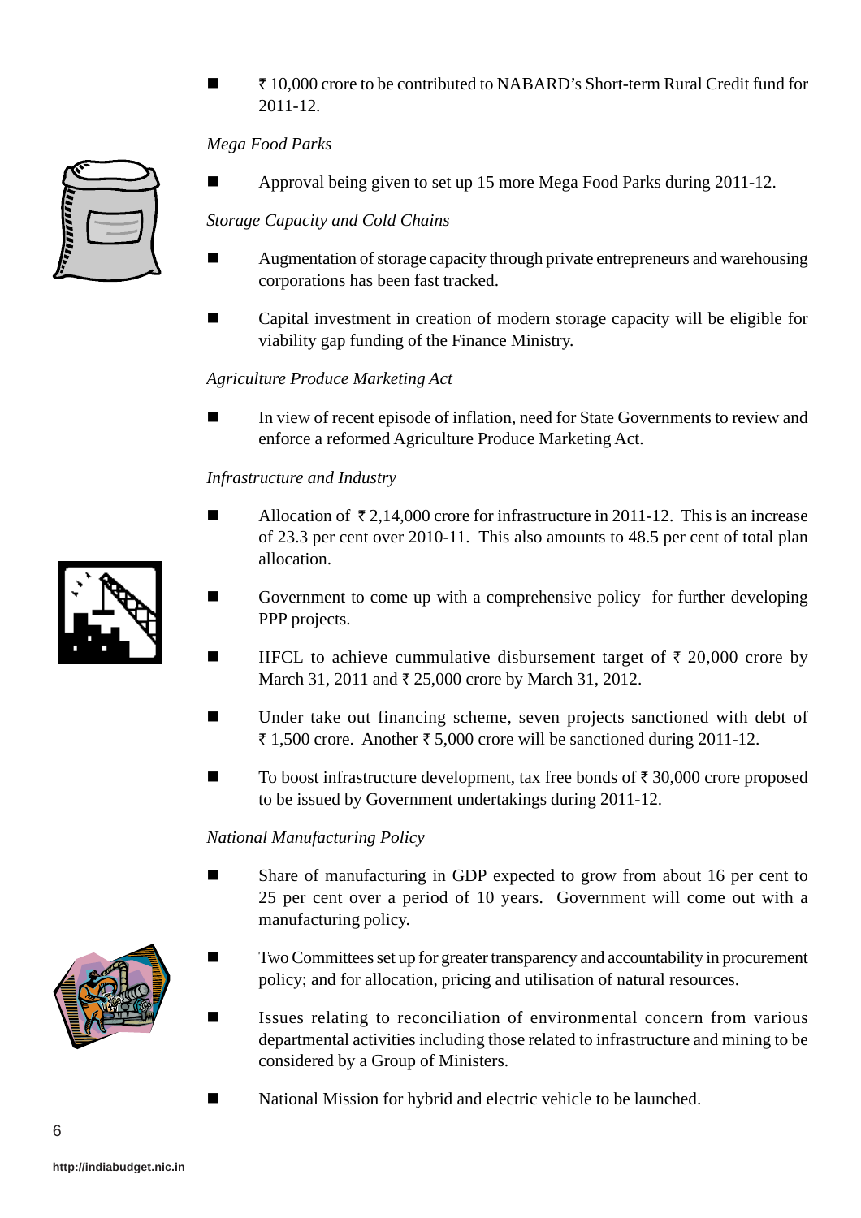- ₹ 10,000 crore to be contributed to NABARD's Short-term Rural Credit fund for 2011-12.

*Mega Food Parks*

- Approval being given to set up 15 more Mega Food Parks during 2011-12.

*Storage Capacity and Cold Chains*

- Augmentation of storage capacity through private entrepreneurs and warehousing corporations has been fast tracked.
- Capital investment in creation of modern storage capacity will be eligible for viability gap funding of the Finance Ministry.

*Agriculture Produce Marketing Act*

- In view of recent episode of inflation, need for State Governments to review and enforce a reformed Agriculture Produce Marketing Act.

*Infrastructure and Industry*

- Allocation of ₹ 2,14,000 crore for infrastructure in 2011-12. This is an increase of 23.3 per cent over 2010-11. This also amounts to 48.5 per cent of total plan allocation.
- Government to come up with a comprehensive policy for further developing PPP projects.
- IIFCL to achieve cummulative disbursement target of ₹ 20,000 crore by March 31, 2011 and ₹ 25,000 crore by March 31, 2012.
- Under take out financing scheme, seven projects sanctioned with debt of ₹ 1,500 crore. Another ₹ 5,000 crore will be sanctioned during 2011-12.
- To boost infrastructure development, tax free bonds of ₹ 30,000 crore proposed to be issued by Government undertakings during 2011-12.

*National Manufacturing Policy*

- Share of manufacturing in GDP expected to grow from about 16 per cent to 25 per cent over a period of 10 years. Government will come out with a manufacturing policy.
- Two Committees set up for greater transparency and accountability in procurement policy; and for allocation, pricing and utilisation of natural resources.
- Issues relating to reconciliation of environmental concern from various departmental activities including those related to infrastructure and mining to be considered by a Group of Ministers.
- National Mission for hybrid and electric vehicle to be launched.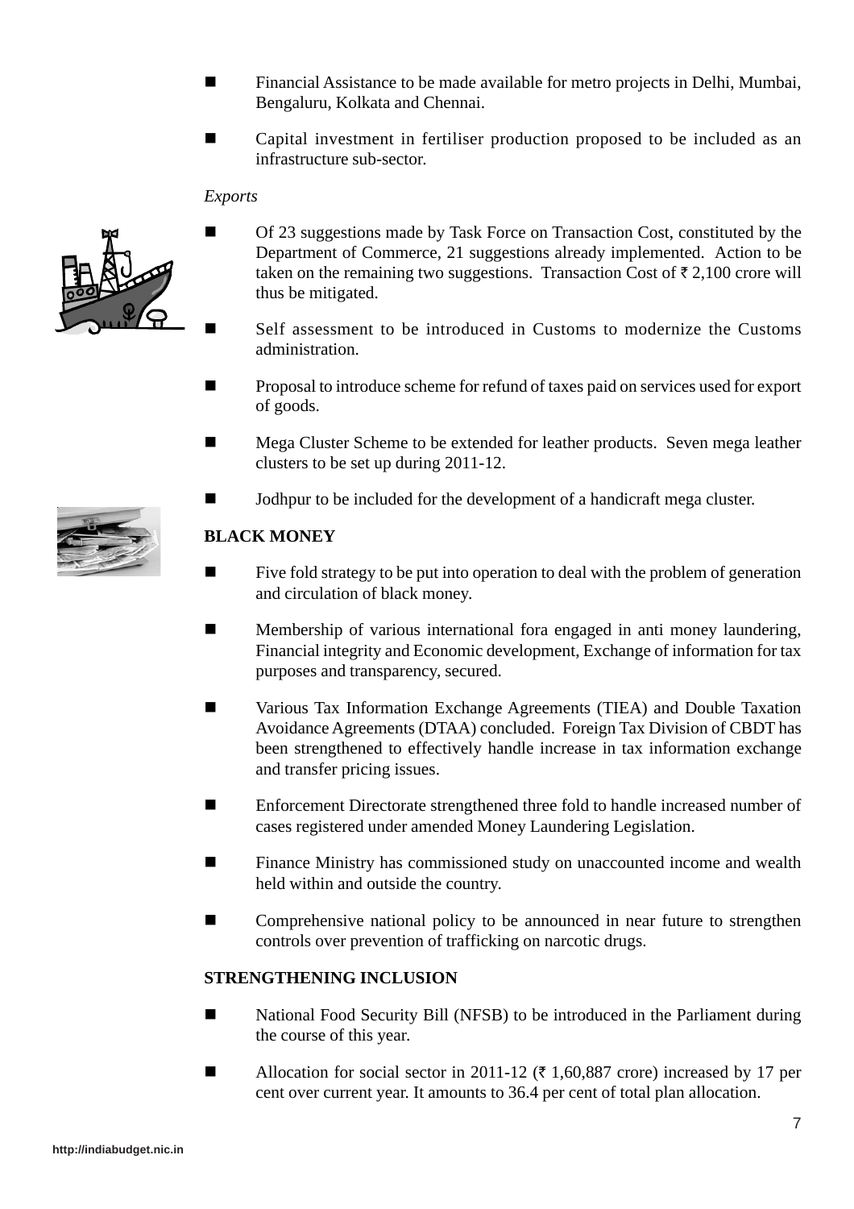- Financial Assistance to be made available for metro projects in Delhi, Mumbai, Bengaluru, Kolkata and Chennai.
- Capital investment in fertiliser production proposed to be included as an infrastructure sub-sector.

*Exports*

- Of 23 suggestions made by Task Force on Transaction Cost, constituted by the Department of Commerce, 21 suggestions already implemented. Action to be taken on the remaining two suggestions. Transaction Cost of ₹ 2,100 crore will thus be mitigated.
- Self assessment to be introduced in Customs to modernize the Customs administration.
- Proposal to introduce scheme for refund of taxes paid on services used for export of goods.
- Mega Cluster Scheme to be extended for leather products. Seven mega leather clusters to be set up during 2011-12.
- Jodhpur to be included for the development of a handicraft mega cluster.

## BLACK MONEY

- Five fold strategy to be put into operation to deal with the problem of generation and circulation of black money.
- Membership of various international fora engaged in anti money laundering, Financial integrity and Economic development, Exchange of information for tax purposes and transparency, secured.
- Various Tax Information Exchange Agreements (TIEA) and Double Taxation Avoidance Agreements (DTAA) concluded. Foreign Tax Division of CBDT has been strengthened to effectively handle increase in tax information exchange and transfer pricing issues.
- Enforcement Directorate strengthened three fold to handle increased number of cases registered under amended Money Laundering Legislation.
- Finance Ministry has commissioned study on unaccounted income and wealth held within and outside the country.
- Comprehensive national policy to be announced in near future to strengthen controls over prevention of trafficking on narcotic drugs.

## STRENGTHENING INCLUSION

- National Food Security Bill (NFSB) to be introduced in the Parliament during the course of this year.
- Allocation for social sector in 2011-12 (₹ 1,60,887 crore) increased by 17 per cent over current year. It amounts to 36.4 per cent of total plan allocation.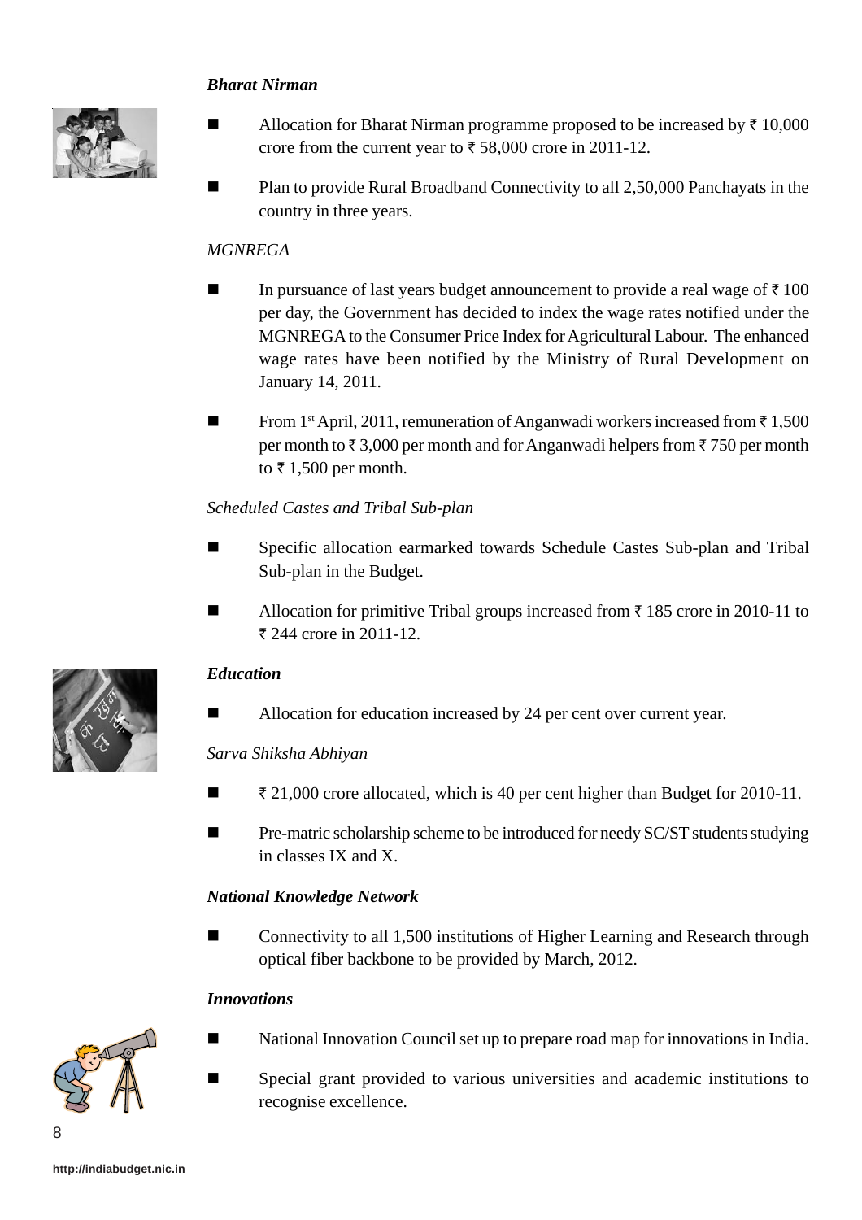***Bharat Nirman***

- Allocation for Bharat Nirman programme proposed to be increased by ₹ 10,000 crore from the current year to ₹ 58,000 crore in 2011-12.
- Plan to provide Rural Broadband Connectivity to all 2,50,000 Panchayats in the country in three years.

*MGNREGA*

- In pursuance of last years budget announcement to provide a real wage of ₹ 100 per day, the Government has decided to index the wage rates notified under the MGNREGA to the Consumer Price Index for Agricultural Labour. The enhanced wage rates have been notified by the Ministry of Rural Development on January 14, 2011.
- From 1st April, 2011, remuneration of Anganwadi workers increased from ₹ 1,500 per month to ₹ 3,000 per month and for Anganwadi helpers from ₹ 750 per month to ₹ 1,500 per month.

*Scheduled Castes and Tribal Sub-plan*

- Specific allocation earmarked towards Schedule Castes Sub-plan and Tribal Sub-plan in the Budget.
- Allocation for primitive Tribal groups increased from ₹ 185 crore in 2010-11 to ₹ 244 crore in 2011-12.

***Education***

- Allocation for education increased by 24 per cent over current year.

*Sarva Shiksha Abhiyan*

- ₹ 21,000 crore allocated, which is 40 per cent higher than Budget for 2010-11.
- Pre-matric scholarship scheme to be introduced for needy SC/ST students studying in classes IX and X.

***National Knowledge Network***

- Connectivity to all 1,500 institutions of Higher Learning and Research through optical fiber backbone to be provided by March, 2012.

***Innovations***

- National Innovation Council set up to prepare road map for innovations in India.
- Special grant provided to various universities and academic institutions to recognise excellence.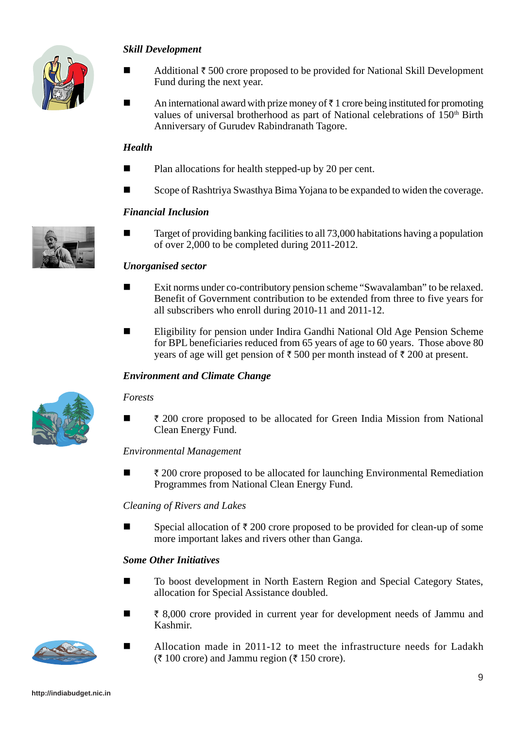### *Skill Development*

- Additional ₹ 500 crore proposed to be provided for National Skill Development Fund during the next year.
- An international award with prize money of ₹ 1 crore being instituted for promoting values of universal brotherhood as part of National celebrations of 150th Birth Anniversary of Gurudev Rabindranath Tagore.

### *Health*

- Plan allocations for health stepped-up by 20 per cent.
- Scope of Rashtriya Swasthya Bima Yojana to be expanded to widen the coverage.

### *Financial Inclusion*

- Target of providing banking facilities to all 73,000 habitations having a population of over 2,000 to be completed during 2011-2012.

### *Unorganised sector*

- Exit norms under co-contributory pension scheme "Swavalamban" to be relaxed. Benefit of Government contribution to be extended from three to five years for all subscribers who enroll during 2010-11 and 2011-12.
- Eligibility for pension under Indira Gandhi National Old Age Pension Scheme for BPL beneficiaries reduced from 65 years of age to 60 years. Those above 80 years of age will get pension of ₹ 500 per month instead of ₹ 200 at present.

### *Environment and Climate Change*

#### *Forests*

- ₹ 200 crore proposed to be allocated for Green India Mission from National Clean Energy Fund.

#### *Environmental Management*

- ₹ 200 crore proposed to be allocated for launching Environmental Remediation Programmes from National Clean Energy Fund.

#### *Cleaning of Rivers and Lakes*

- Special allocation of ₹ 200 crore proposed to be provided for clean-up of some more important lakes and rivers other than Ganga.

### *Some Other Initiatives*

- To boost development in North Eastern Region and Special Category States, allocation for Special Assistance doubled.
- ₹ 8,000 crore provided in current year for development needs of Jammu and Kashmir.
- Allocation made in 2011-12 to meet the infrastructure needs for Ladakh (₹ 100 crore) and Jammu region (₹ 150 crore).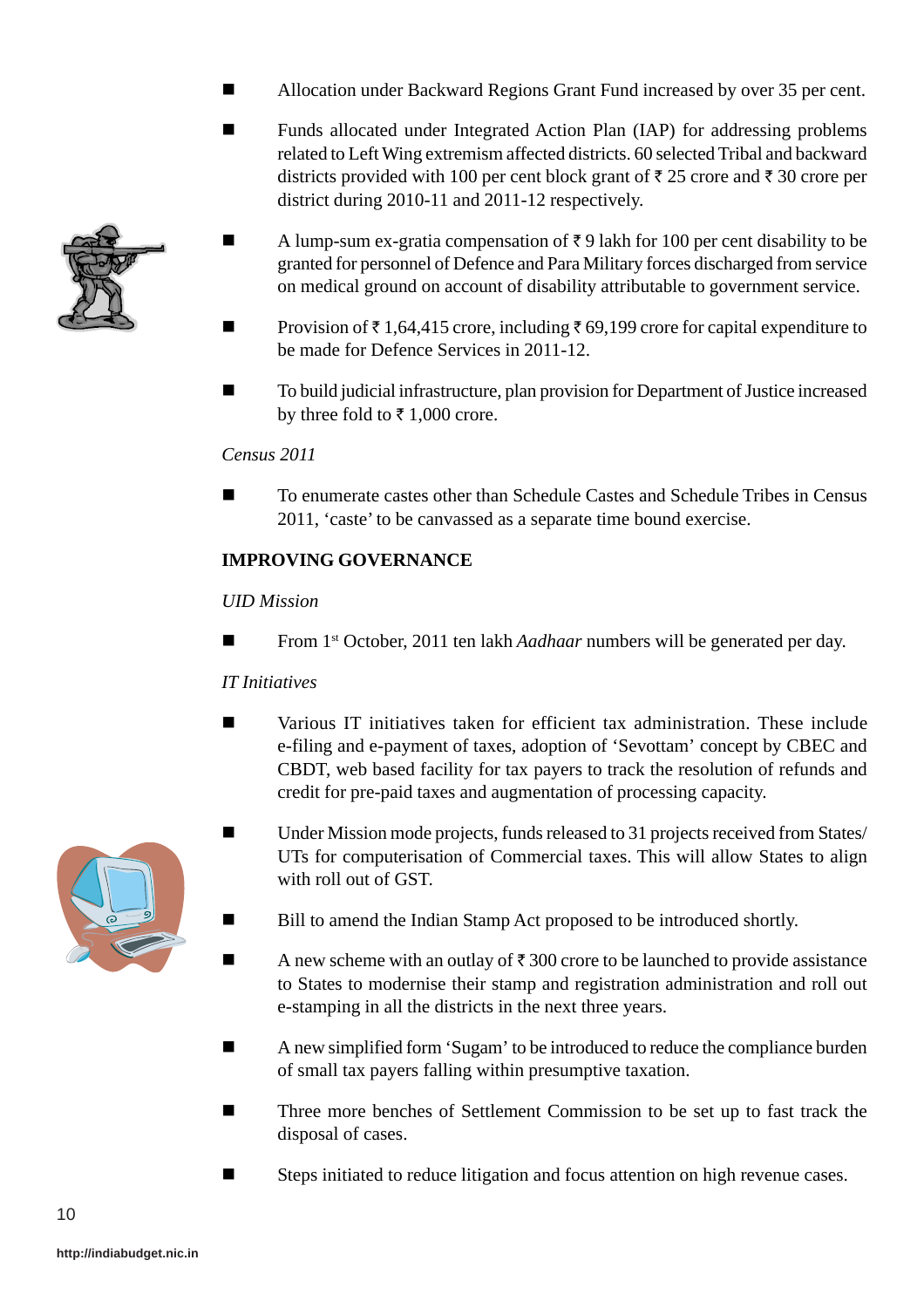- Allocation under Backward Regions Grant Fund increased by over 35 per cent.
- Funds allocated under Integrated Action Plan (IAP) for addressing problems related to Left Wing extremism affected districts. 60 selected Tribal and backward districts provided with 100 per cent block grant of ₹ 25 crore and ₹ 30 crore per district during 2010-11 and 2011-12 respectively.
- A lump-sum ex-gratia compensation of ₹ 9 lakh for 100 per cent disability to be granted for personnel of Defence and Para Military forces discharged from service on medical ground on account of disability attributable to government service.
- Provision of ₹ 1,64,415 crore, including ₹ 69,199 crore for capital expenditure to be made for Defence Services in 2011-12.
- To build judicial infrastructure, plan provision for Department of Justice increased by three fold to ₹ 1,000 crore.

*Census 2011*

- To enumerate castes other than Schedule Castes and Schedule Tribes in Census 2011, 'caste' to be canvassed as a separate time bound exercise.

## IMPROVING GOVERNANCE

*UID Mission*

- From 1st October, 2011 ten lakh *Aadhaar* numbers will be generated per day.

*IT Initiatives*

- Various IT initiatives taken for efficient tax administration. These include e-filing and e-payment of taxes, adoption of 'Sevottam' concept by CBEC and CBDT, web based facility for tax payers to track the resolution of refunds and credit for pre-paid taxes and augmentation of processing capacity.
- Under Mission mode projects, funds released to 31 projects received from States/ UTs for computerisation of Commercial taxes. This will allow States to align with roll out of GST.
- Bill to amend the Indian Stamp Act proposed to be introduced shortly.
- A new scheme with an outlay of ₹ 300 crore to be launched to provide assistance to States to modernise their stamp and registration administration and roll out e-stamping in all the districts in the next three years.
- A new simplified form 'Sugam' to be introduced to reduce the compliance burden of small tax payers falling within presumptive taxation.
- Three more benches of Settlement Commission to be set up to fast track the disposal of cases.
- Steps initiated to reduce litigation and focus attention on high revenue cases.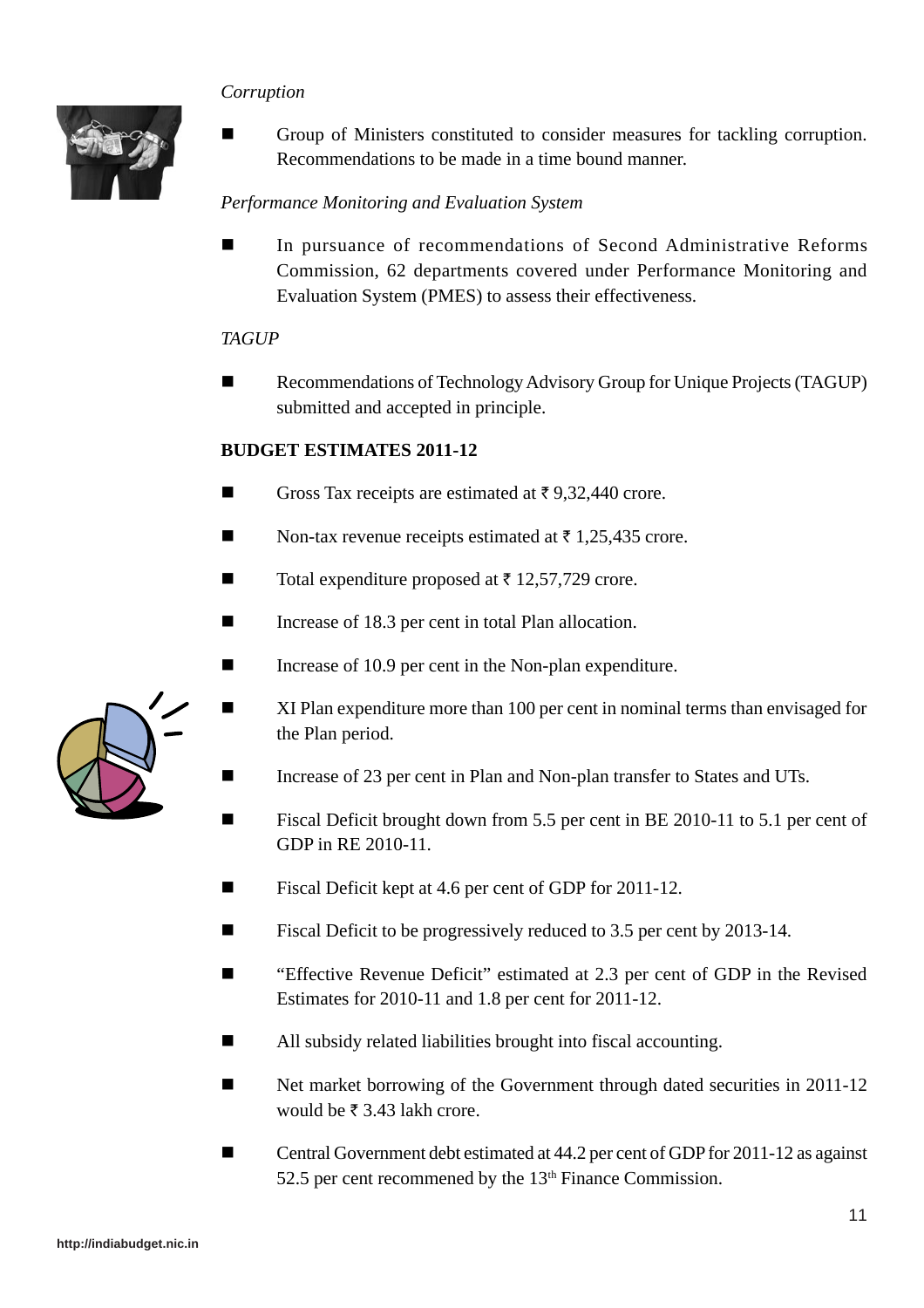*Corruption*

- Group of Ministers constituted to consider measures for tackling corruption. Recommendations to be made in a time bound manner.

*Performance Monitoring and Evaluation System*

- In pursuance of recommendations of Second Administrative Reforms Commission, 62 departments covered under Performance Monitoring and Evaluation System (PMES) to assess their effectiveness.

*TAGUP*

- Recommendations of Technology Advisory Group for Unique Projects (TAGUP) submitted and accepted in principle.

**BUDGET ESTIMATES 2011-12**

- Gross Tax receipts are estimated at ₹ 9,32,440 crore.
- Non-tax revenue receipts estimated at ₹ 1,25,435 crore.
- Total expenditure proposed at ₹ 12,57,729 crore.
- Increase of 18.3 per cent in total Plan allocation.
- Increase of 10.9 per cent in the Non-plan expenditure.
- XI Plan expenditure more than 100 per cent in nominal terms than envisaged for the Plan period.
- Increase of 23 per cent in Plan and Non-plan transfer to States and UTs.
- Fiscal Deficit brought down from 5.5 per cent in BE 2010-11 to 5.1 per cent of GDP in RE 2010-11.
- Fiscal Deficit kept at 4.6 per cent of GDP for 2011-12.
- Fiscal Deficit to be progressively reduced to 3.5 per cent by 2013-14.
- "Effective Revenue Deficit" estimated at 2.3 per cent of GDP in the Revised Estimates for 2010-11 and 1.8 per cent for 2011-12.
- All subsidy related liabilities brought into fiscal accounting.
- Net market borrowing of the Government through dated securities in 2011-12 would be ₹ 3.43 lakh crore.
- Central Government debt estimated at 44.2 per cent of GDP for 2011-12 as against 52.5 per cent recommened by the 13th Finance Commission.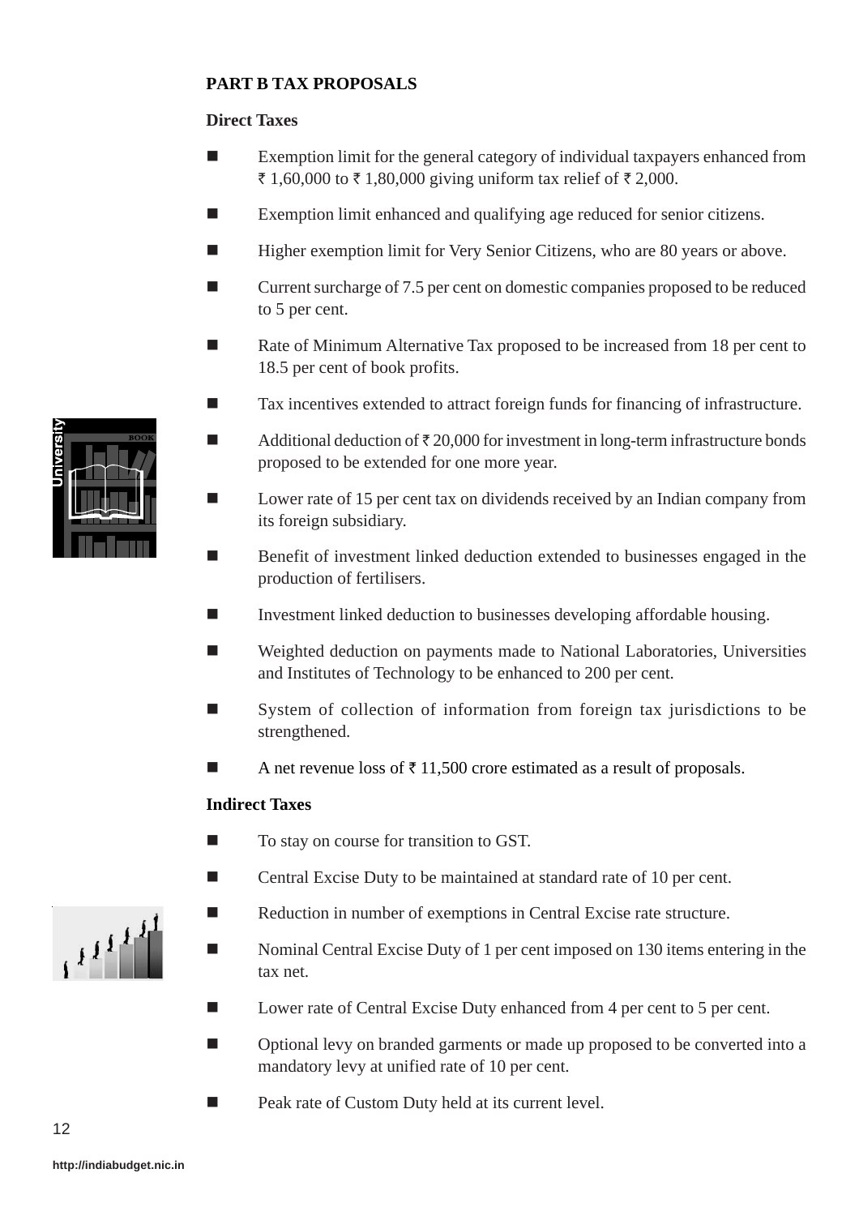## PART B TAX PROPOSALS

### Direct Taxes

- Exemption limit for the general category of individual taxpayers enhanced from ₹ 1,60,000 to ₹ 1,80,000 giving uniform tax relief of ₹ 2,000.
- Exemption limit enhanced and qualifying age reduced for senior citizens.
- Higher exemption limit for Very Senior Citizens, who are 80 years or above.
- Current surcharge of 7.5 per cent on domestic companies proposed to be reduced to 5 per cent.
- Rate of Minimum Alternative Tax proposed to be increased from 18 per cent to 18.5 per cent of book profits.
- Tax incentives extended to attract foreign funds for financing of infrastructure.
- Additional deduction of ₹ 20,000 for investment in long-term infrastructure bonds proposed to be extended for one more year.
- Lower rate of 15 per cent tax on dividends received by an Indian company from its foreign subsidiary.
- Benefit of investment linked deduction extended to businesses engaged in the production of fertilisers.
- Investment linked deduction to businesses developing affordable housing.
- Weighted deduction on payments made to National Laboratories, Universities and Institutes of Technology to be enhanced to 200 per cent.
- System of collection of information from foreign tax jurisdictions to be strengthened.
- A net revenue loss of ₹ 11,500 crore estimated as a result of proposals.

### Indirect Taxes

- To stay on course for transition to GST.
- Central Excise Duty to be maintained at standard rate of 10 per cent.
- Reduction in number of exemptions in Central Excise rate structure.
- Nominal Central Excise Duty of 1 per cent imposed on 130 items entering in the tax net.
- Lower rate of Central Excise Duty enhanced from 4 per cent to 5 per cent.
- Optional levy on branded garments or made up proposed to be converted into a mandatory levy at unified rate of 10 per cent.
- Peak rate of Custom Duty held at its current level.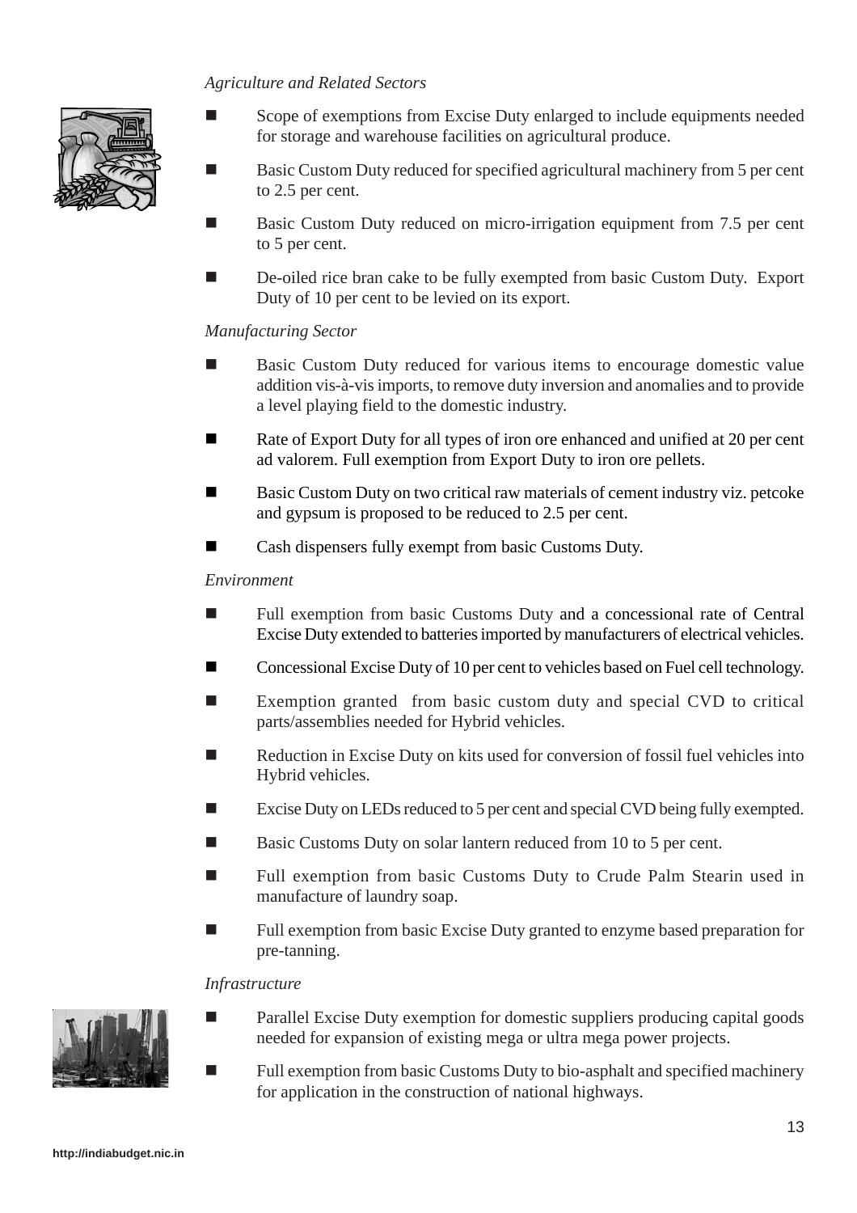*Agriculture and Related Sectors*

- Scope of exemptions from Excise Duty enlarged to include equipments needed for storage and warehouse facilities on agricultural produce.
- Basic Custom Duty reduced for specified agricultural machinery from 5 per cent to 2.5 per cent.
- Basic Custom Duty reduced on micro-irrigation equipment from 7.5 per cent to 5 per cent.
- De-oiled rice bran cake to be fully exempted from basic Custom Duty. Export Duty of 10 per cent to be levied on its export.

*Manufacturing Sector*

- Basic Custom Duty reduced for various items to encourage domestic value addition vis-à-vis imports, to remove duty inversion and anomalies and to provide a level playing field to the domestic industry.
- Rate of Export Duty for all types of iron ore enhanced and unified at 20 per cent ad valorem. Full exemption from Export Duty to iron ore pellets.
- Basic Custom Duty on two critical raw materials of cement industry viz. petcoke and gypsum is proposed to be reduced to 2.5 per cent.
- Cash dispensers fully exempt from basic Customs Duty.

*Environment*

- Full exemption from basic Customs Duty and a concessional rate of Central Excise Duty extended to batteries imported by manufacturers of electrical vehicles.
- Concessional Excise Duty of 10 per cent to vehicles based on Fuel cell technology.
- Exemption granted from basic custom duty and special CVD to critical parts/assemblies needed for Hybrid vehicles.
- Reduction in Excise Duty on kits used for conversion of fossil fuel vehicles into Hybrid vehicles.
- Excise Duty on LEDs reduced to 5 per cent and special CVD being fully exempted.
- Basic Customs Duty on solar lantern reduced from 10 to 5 per cent.
- Full exemption from basic Customs Duty to Crude Palm Stearin used in manufacture of laundry soap.
- Full exemption from basic Excise Duty granted to enzyme based preparation for pre-tanning.

*Infrastructure*

- Parallel Excise Duty exemption for domestic suppliers producing capital goods needed for expansion of existing mega or ultra mega power projects.
- Full exemption from basic Customs Duty to bio-asphalt and specified machinery for application in the construction of national highways.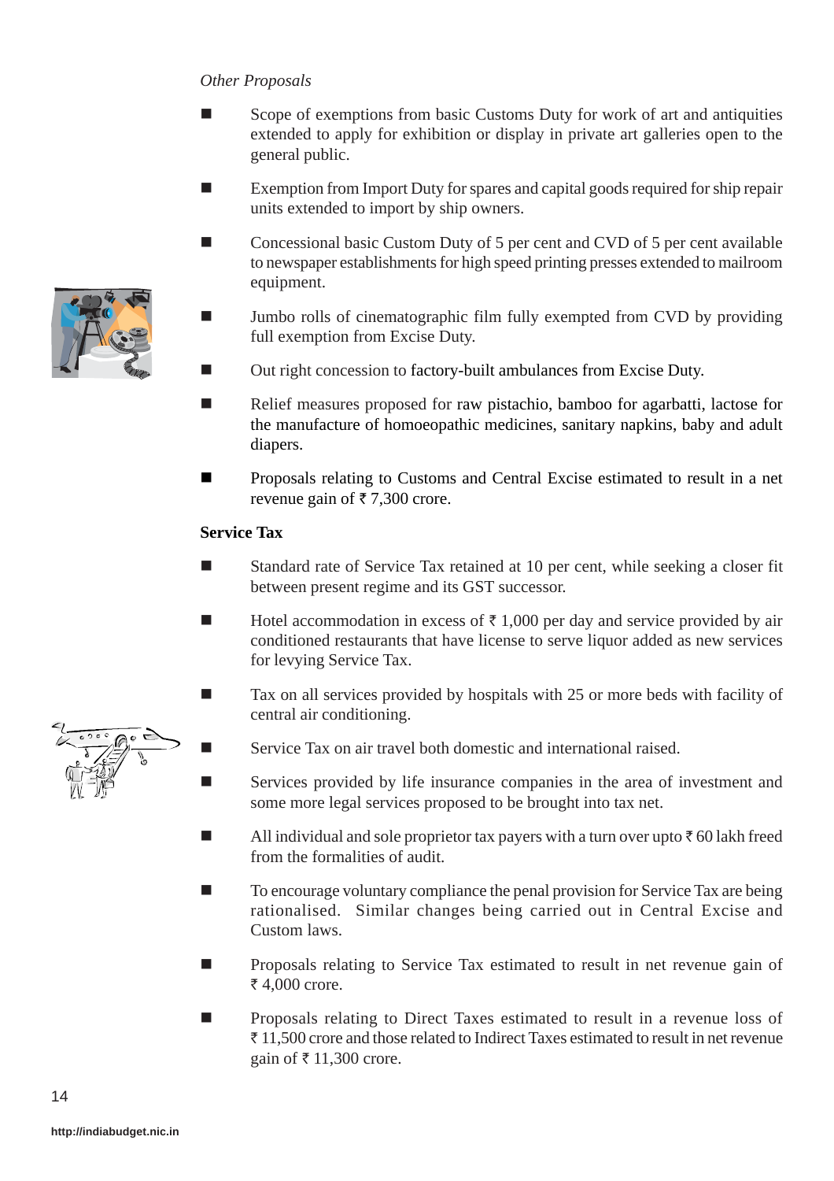*Other Proposals*

- Scope of exemptions from basic Customs Duty for work of art and antiquities extended to apply for exhibition or display in private art galleries open to the general public.
- Exemption from Import Duty for spares and capital goods required for ship repair units extended to import by ship owners.
- Concessional basic Custom Duty of 5 per cent and CVD of 5 per cent available to newspaper establishments for high speed printing presses extended to mailroom equipment.
- Jumbo rolls of cinematographic film fully exempted from CVD by providing full exemption from Excise Duty.
- Out right concession to factory-built ambulances from Excise Duty.
- Relief measures proposed for raw pistachio, bamboo for agarbatti, lactose for the manufacture of homoeopathic medicines, sanitary napkins, baby and adult diapers.
- Proposals relating to Customs and Central Excise estimated to result in a net revenue gain of ₹ 7,300 crore.

**Service Tax**

- Standard rate of Service Tax retained at 10 per cent, while seeking a closer fit between present regime and its GST successor.
- Hotel accommodation in excess of ₹ 1,000 per day and service provided by air conditioned restaurants that have license to serve liquor added as new services for levying Service Tax.
- Tax on all services provided by hospitals with 25 or more beds with facility of central air conditioning.
- Service Tax on air travel both domestic and international raised.
- Services provided by life insurance companies in the area of investment and some more legal services proposed to be brought into tax net.
- All individual and sole proprietor tax payers with a turn over upto ₹ 60 lakh freed from the formalities of audit.
- To encourage voluntary compliance the penal provision for Service Tax are being rationalised. Similar changes being carried out in Central Excise and Custom laws.
- Proposals relating to Service Tax estimated to result in net revenue gain of ₹ 4,000 crore.
- Proposals relating to Direct Taxes estimated to result in a revenue loss of ₹ 11,500 crore and those related to Indirect Taxes estimated to result in net revenue gain of ₹ 11,300 crore.